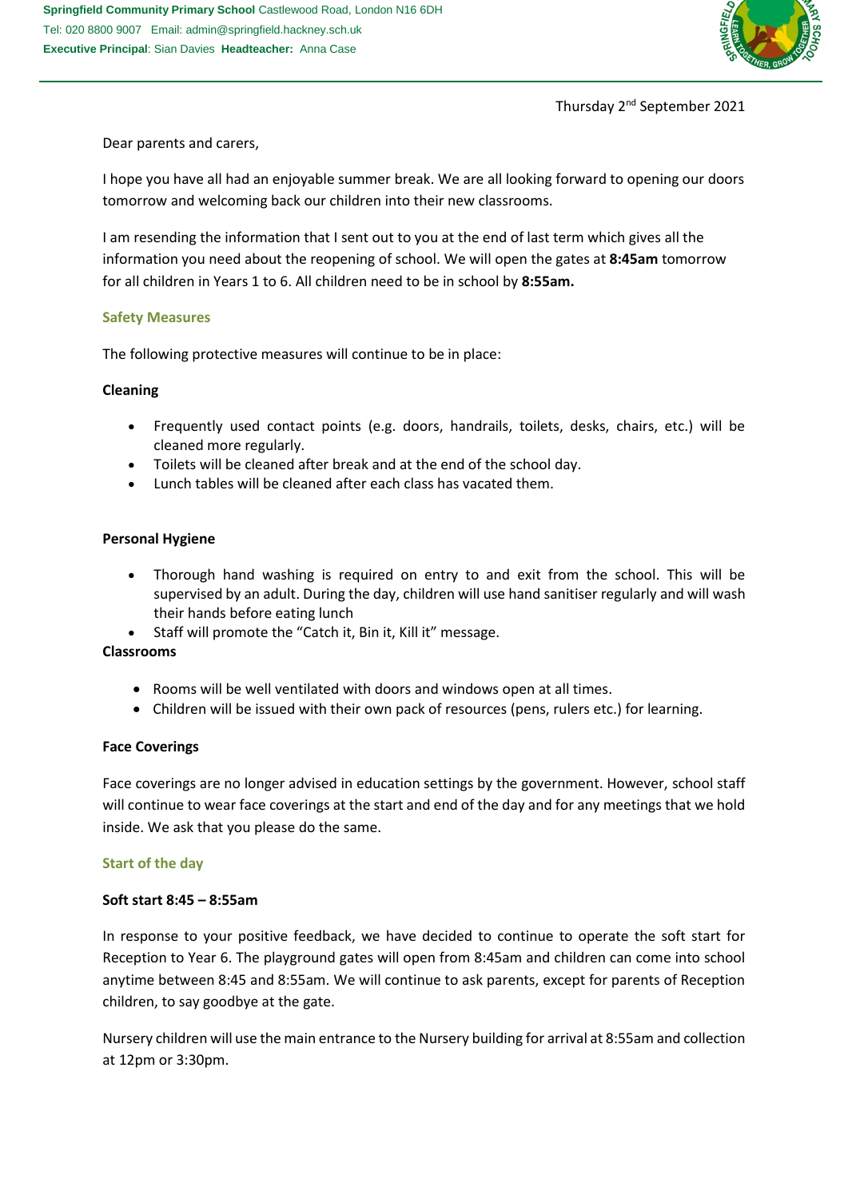**Springfield Community Primary School** Castlewood Road, London N16 6DH
Tel: 020 8800 9007 Email: admin@springfield.hackney.sch.uk
**Executive Principal**: Sian Davies **Headteacher:** Anna Case

Thursday 2nd September 2021

Dear parents and carers,

I hope you have all had an enjoyable summer break. We are all looking forward to opening our doors tomorrow and welcoming back our children into their new classrooms.

I am resending the information that I sent out to you at the end of last term which gives all the information you need about the reopening of school. We will open the gates at **8:45am** tomorrow for all children in Years 1 to 6. All children need to be in school by **8:55am.**

## Safety Measures

The following protective measures will continue to be in place:

### Cleaning

- Frequently used contact points (e.g. doors, handrails, toilets, desks, chairs, etc.) will be cleaned more regularly.
- Toilets will be cleaned after break and at the end of the school day.
- Lunch tables will be cleaned after each class has vacated them.

### Personal Hygiene

- Thorough hand washing is required on entry to and exit from the school. This will be supervised by an adult. During the day, children will use hand sanitiser regularly and will wash their hands before eating lunch
- Staff will promote the "Catch it, Bin it, Kill it" message.

### Classrooms

- Rooms will be well ventilated with doors and windows open at all times.
- Children will be issued with their own pack of resources (pens, rulers etc.) for learning.

### Face Coverings

Face coverings are no longer advised in education settings by the government. However, school staff will continue to wear face coverings at the start and end of the day and for any meetings that we hold inside. We ask that you please do the same.

## Start of the day

### Soft start 8:45 – 8:55am

In response to your positive feedback, we have decided to continue to operate the soft start for Reception to Year 6. The playground gates will open from 8:45am and children can come into school anytime between 8:45 and 8:55am. We will continue to ask parents, except for parents of Reception children, to say goodbye at the gate.

Nursery children will use the main entrance to the Nursery building for arrival at 8:55am and collection at 12pm or 3:30pm.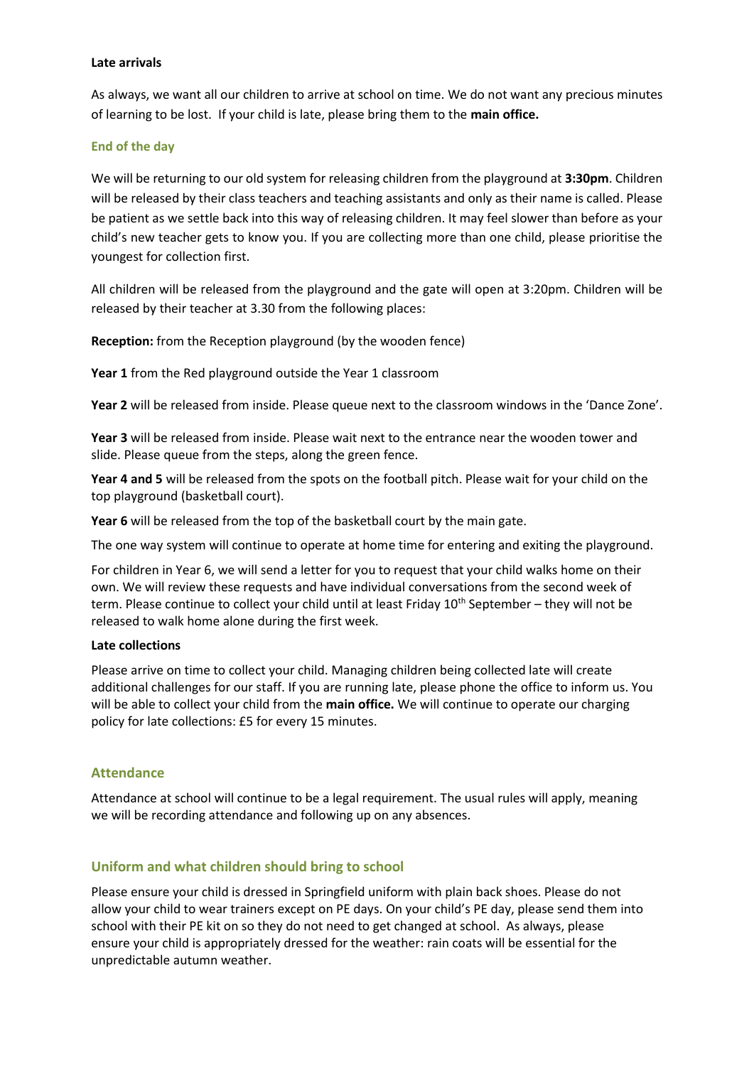**Late arrivals**

As always, we want all our children to arrive at school on time. We do not want any precious minutes of learning to be lost. If your child is late, please bring them to the **main office.**

### End of the day

We will be returning to our old system for releasing children from the playground at **3:30pm**. Children will be released by their class teachers and teaching assistants and only as their name is called. Please be patient as we settle back into this way of releasing children. It may feel slower than before as your child's new teacher gets to know you. If you are collecting more than one child, please prioritise the youngest for collection first.

All children will be released from the playground and the gate will open at 3:20pm. Children will be released by their teacher at 3.30 from the following places:

**Reception:** from the Reception playground (by the wooden fence)

**Year 1** from the Red playground outside the Year 1 classroom

**Year 2** will be released from inside. Please queue next to the classroom windows in the 'Dance Zone'.

**Year 3** will be released from inside. Please wait next to the entrance near the wooden tower and slide. Please queue from the steps, along the green fence.

**Year 4 and 5** will be released from the spots on the football pitch. Please wait for your child on the top playground (basketball court).

**Year 6** will be released from the top of the basketball court by the main gate.

The one way system will continue to operate at home time for entering and exiting the playground.

For children in Year 6, we will send a letter for you to request that your child walks home on their own. We will review these requests and have individual conversations from the second week of term. Please continue to collect your child until at least Friday 10th September – they will not be released to walk home alone during the first week.

**Late collections**

Please arrive on time to collect your child. Managing children being collected late will create additional challenges for our staff. If you are running late, please phone the office to inform us. You will be able to collect your child from the **main office.** We will continue to operate our charging policy for late collections: £5 for every 15 minutes.

## Attendance

Attendance at school will continue to be a legal requirement. The usual rules will apply, meaning we will be recording attendance and following up on any absences.

## Uniform and what children should bring to school

Please ensure your child is dressed in Springfield uniform with plain back shoes. Please do not allow your child to wear trainers except on PE days. On your child's PE day, please send them into school with their PE kit on so they do not need to get changed at school. As always, please ensure your child is appropriately dressed for the weather: rain coats will be essential for the unpredictable autumn weather.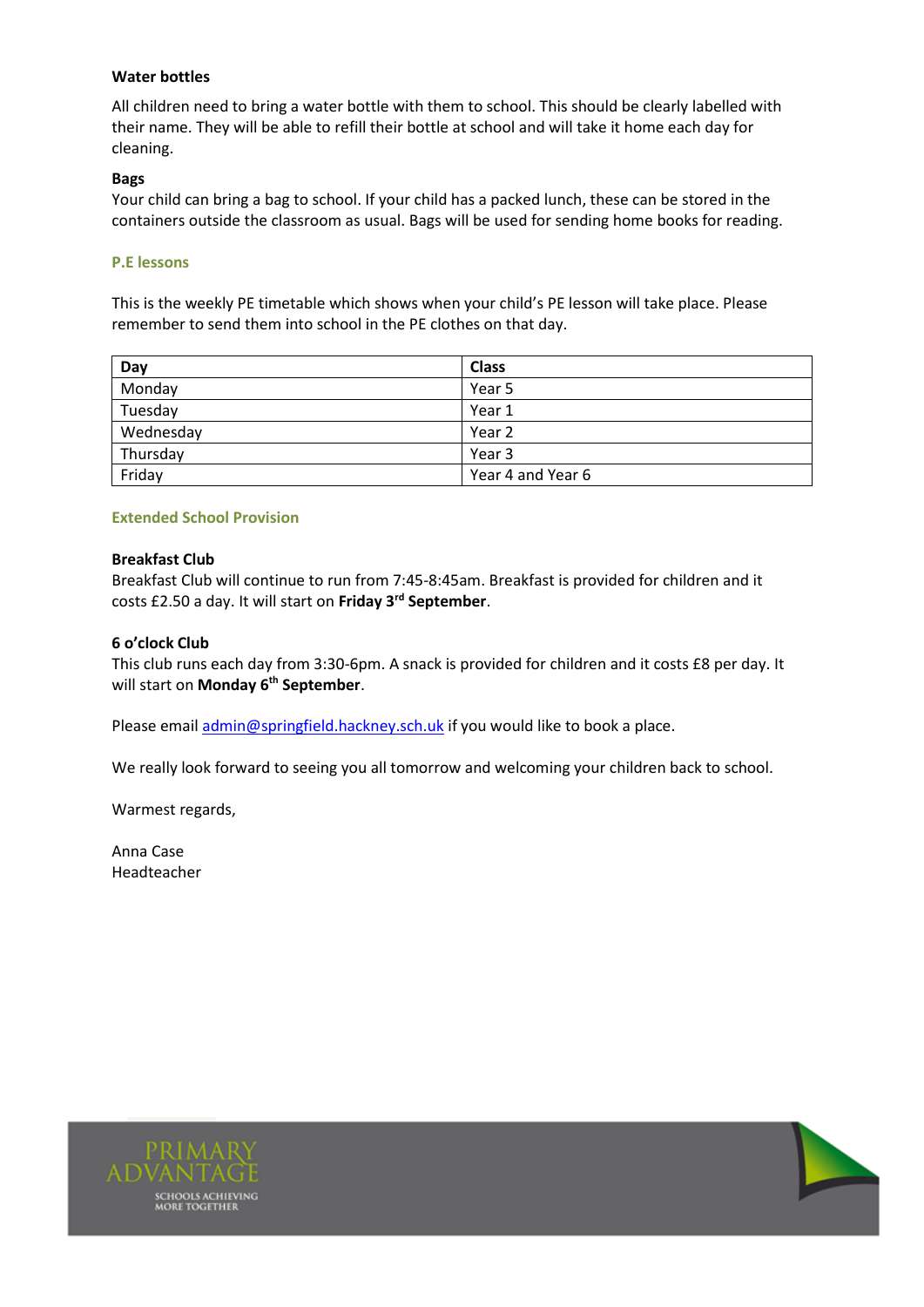**Water bottles**

All children need to bring a water bottle with them to school. This should be clearly labelled with their name. They will be able to refill their bottle at school and will take it home each day for cleaning.

**Bags**

Your child can bring a bag to school. If your child has a packed lunch, these can be stored in the containers outside the classroom as usual. Bags will be used for sending home books for reading.

### P.E lessons

This is the weekly PE timetable which shows when your child's PE lesson will take place. Please remember to send them into school in the PE clothes on that day.

| Day | Class |
|---|---|
| Monday | Year 5 |
| Tuesday | Year 1 |
| Wednesday | Year 2 |
| Thursday | Year 3 |
| Friday | Year 4 and Year 6 |

### Extended School Provision

**Breakfast Club**

Breakfast Club will continue to run from 7:45-8:45am. Breakfast is provided for children and it costs £2.50 a day. It will start on **Friday 3rd September**.

**6 o'clock Club**

This club runs each day from 3:30-6pm. A snack is provided for children and it costs £8 per day. It will start on **Monday 6th September**.

Please email admin@springfield.hackney.sch.uk if you would like to book a place.

We really look forward to seeing you all tomorrow and welcoming your children back to school.

Warmest regards,

Anna Case
Headteacher

PRIMARY ADVANTAGE
SCHOOLS ACHIEVING MORE TOGETHER